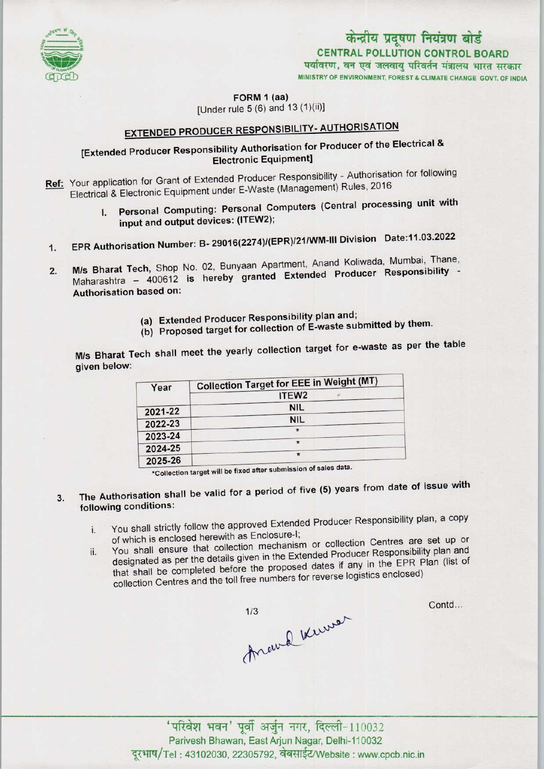केन्द्रीय प्रदूषण नियंत्रण बोर्ड
CENTRAL POLLUTION CONTROL BOARD
पर्यावरण, वन एवं जलवायु परिवर्तन मंत्रालय भारत सरकार
MINISTRY OF ENVIRONMENT, FOREST & CLIMATE CHANGE GOVT. OF INDIA

FORM 1 (aa)
[Under rule 5 (6) and 13 (1)(ii)]

## EXTENDED PRODUCER RESPONSIBILITY- AUTHORISATION

[Extended Producer Responsibility Authorisation for Producer of the Electrical & Electronic Equipment]

**Ref:** Your application for Grant of Extended Producer Responsibility - Authorisation for following Electrical & Electronic Equipment under E-Waste (Management) Rules, 2016

I. **Personal Computing: Personal Computers (Central processing unit with input and output devices: (ITEW2);**

1. **EPR Authorisation Number: B- 29016(2274)/(EPR)/21/WM-III Division Date:11.03.2022**

2. **M/s Bharat Tech**, Shop No. 02, Bunyaan Apartment, Anand Koliwada, Mumbai, Thane, Maharashtra – 400612 **is hereby granted Extended Producer Responsibility - Authorisation based on:**

   (a) Extended Producer Responsibility plan and;
   (b) Proposed target for collection of E-waste submitted by them.

M/s Bharat Tech shall meet the yearly collection target for e-waste as per the table given below:

| Year | Collection Target for EEE in Weight (MT) |
|---|---|
| | ITEW2 |
| 2021-22 | NIL |
| 2022-23 | NIL |
| 2023-24 | * |
| 2024-25 | * |
| 2025-26 | * |

*Collection target will be fixed after submission of sales data.

3. The Authorisation shall be valid for a period of five (5) years from date of issue with following conditions:

   i. You shall strictly follow the approved Extended Producer Responsibility plan, a copy of which is enclosed herewith as Enclosure-I;
   ii. You shall ensure that collection mechanism or collection Centres are set up or designated as per the details given in the Extended Producer Responsibility plan and that shall be completed before the proposed dates if any in the EPR Plan (list of collection Centres and the toll free numbers for reverse logistics enclosed)

Contd...

Anand Kumar

'परिवेश भवन' पूर्वी अर्जुन नगर, दिल्ली-110032
Parivesh Bhawan, East Arjun Nagar, Delhi-110032
दूरभाष/Tel : 43102030, 22305792, वेबसाईट/Website : www.cpcb.nic.in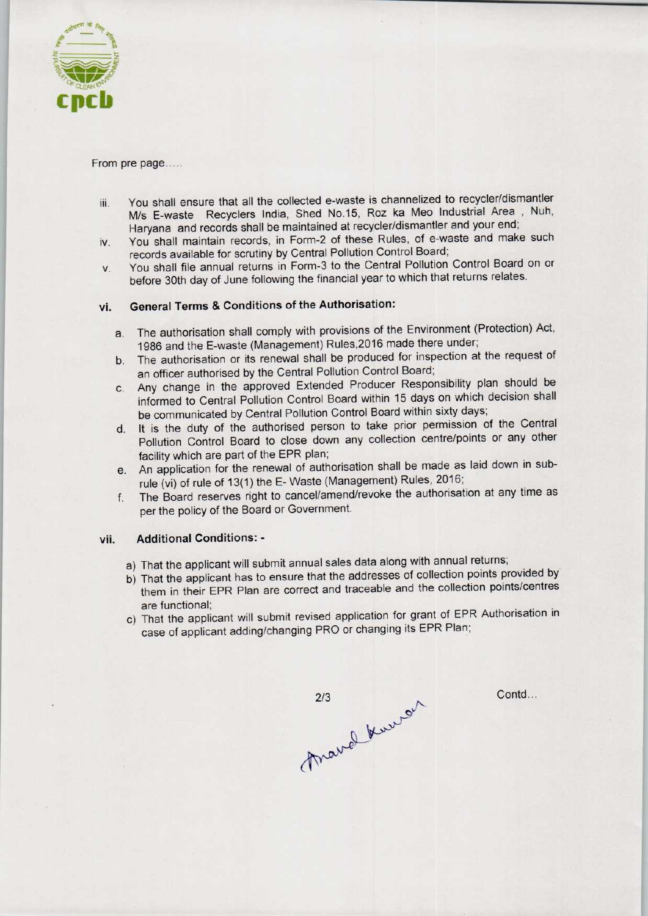From pre page.....

iii. You shall ensure that all the collected e-waste is channelized to recycler/dismantler M/s E-waste Recyclers India, Shed No.15, Roz ka Meo Industrial Area , Nuh, Haryana and records shall be maintained at recycler/dismantler and your end;

iv. You shall maintain records, in Form-2 of these Rules, of e-waste and make such records available for scrutiny by Central Pollution Control Board;

v. You shall file annual returns in Form-3 to the Central Pollution Control Board on or before 30th day of June following the financial year to which that returns relates.

### vi. General Terms & Conditions of the Authorisation:

a. The authorisation shall comply with provisions of the Environment (Protection) Act, 1986 and the E-waste (Management) Rules,2016 made there under;

b. The authorisation or its renewal shall be produced for inspection at the request of an officer authorised by the Central Pollution Control Board;

c. Any change in the approved Extended Producer Responsibility plan should be informed to Central Pollution Control Board within 15 days on which decision shall be communicated by Central Pollution Control Board within sixty days;

d. It is the duty of the authorised person to take prior permission of the Central Pollution Control Board to close down any collection centre/points or any other facility which are part of the EPR plan;

e. An application for the renewal of authorisation shall be made as laid down in sub-rule (vi) of rule of 13(1) the E- Waste (Management) Rules, 2016;

f. The Board reserves right to cancel/amend/revoke the authorisation at any time as per the policy of the Board or Government.

### vii. Additional Conditions: -

a) That the applicant will submit annual sales data along with annual returns;

b) That the applicant has to ensure that the addresses of collection points provided by them in their EPR Plan are correct and traceable and the collection points/centres are functional;

c) That the applicant will submit revised application for grant of EPR Authorisation in case of applicant adding/changing PRO or changing its EPR Plan;

Contd...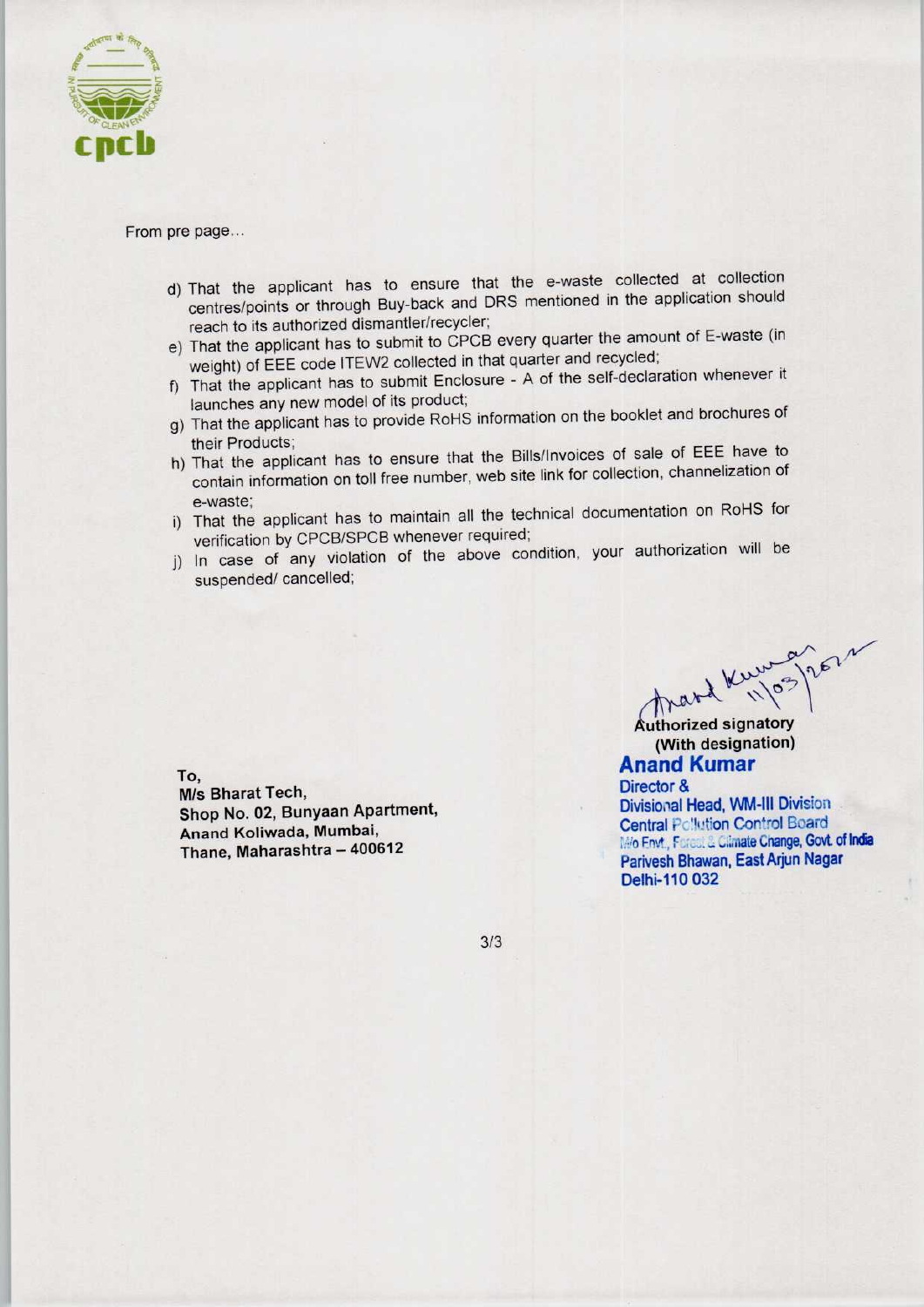From pre page...

d) That the applicant has to ensure that the e-waste collected at collection centres/points or through Buy-back and DRS mentioned in the application should reach to its authorized dismantler/recycler;
e) That the applicant has to submit to CPCB every quarter the amount of E-waste (in weight) of EEE code ITEW2 collected in that quarter and recycled;
f) That the applicant has to submit Enclosure - A of the self-declaration whenever it launches any new model of its product;
g) That the applicant has to provide RoHS information on the booklet and brochures of their Products;
h) That the applicant has to ensure that the Bills/Invoices of sale of EEE have to contain information on toll free number, web site link for collection, channelization of e-waste;
i) That the applicant has to maintain all the technical documentation on RoHS for verification by CPCB/SPCB whenever required;
j) In case of any violation of the above condition, your authorization will be suspended/ cancelled;

Anand Kumar 11/03/2022

Authorized signatory
(With designation)

**Anand Kumar**
Director &
Divisional Head, WM-III Division
Central Pollution Control Board
M/o Envt., Forest & Climate Change, Govt. of India
Parivesh Bhawan, East Arjun Nagar
Delhi-110 032

To,
**M/s Bharat Tech,**
**Shop No. 02, Bunyaan Apartment,**
**Anand Koliwada, Mumbai,**
**Thane, Maharashtra – 400612**